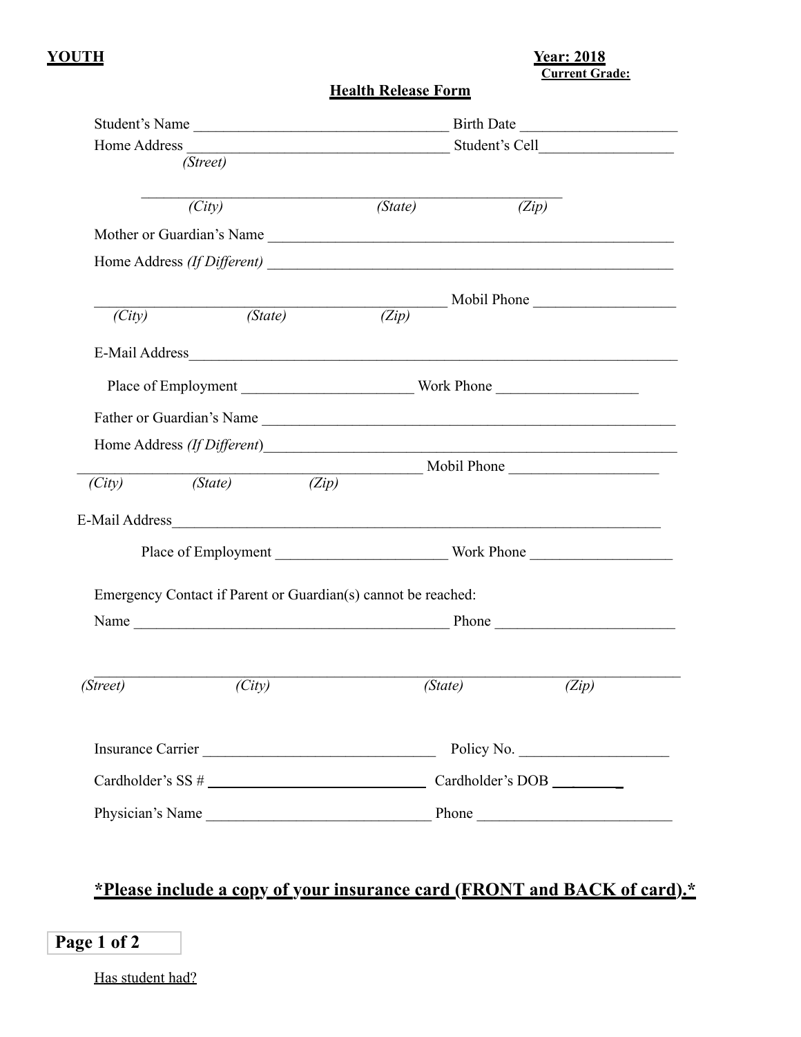**YOUTH**

**Year: 2018**
**Current Grade:**

## Health Release Form

Student's Name ________________________________ Birth Date ____________________

Home Address __________________________________ Student's Cell_________________
*(Street)*

_______________________________________________________
*(City)* *(State)* *(Zip)*

Mother or Guardian's Name ____________________________________________________

Home Address *(If Different)* ____________________________________________________

_______________________________________________ Mobil Phone __________________
*(City)* *(State)* *(Zip)*

E-Mail Address______________________________________________________________

Place of Employment _____________________ Work Phone __________________

Father or Guardian's Name ______________________________________________________

Home Address *(If Different)*_____________________________________________________

_______________________________________________ Mobil Phone ___________________
*(City)* *(State)* *(Zip)*

E-Mail Address_____________________________________________________________

Place of Employment _____________________ Work Phone __________________

Emergency Contact if Parent or Guardian(s) cannot be reached:

Name __________________________________________ Phone _______________________

_____________________________________________________________________________
*(Street)* *(City)* *(State)* *(Zip)*

Insurance Carrier ______________________________ Policy No. ___________________

Cardholder's SS # ______________________________ Cardholder's DOB _________

Physician's Name ____________________________ Phone _________________________

**\*Please include a copy of your insurance card (FRONT and BACK of card).\***

Has student had?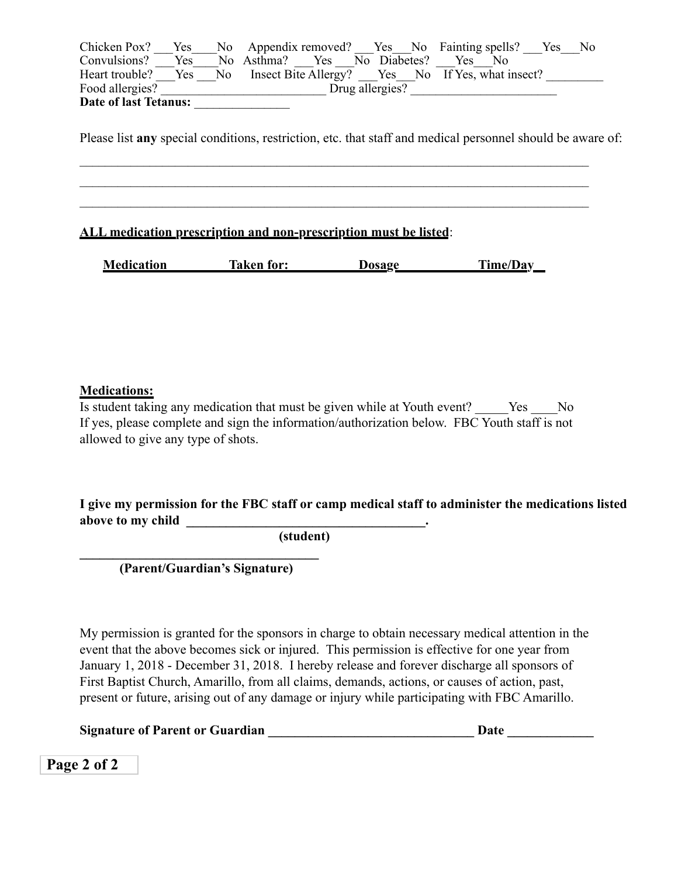Chicken Pox? ___Yes____No Appendix removed? ___Yes___No Fainting spells? ___Yes___No
Convulsions? ___Yes____No Asthma? ___Yes ___No Diabetes? ___Yes___No
Heart trouble? ___Yes ___No Insect Bite Allergy? ___Yes___No If Yes, what insect? _________
Food allergies? __________________________ Drug allergies? _______________________
**Date of last Tetanus:** _______________

Please list **any** special conditions, restriction, etc. that staff and medical personnel should be aware of:

_______________________________________________________________________________

_______________________________________________________________________________

_______________________________________________________________________________

**ALL medication prescription and non-prescription must be listed**:

| Medication | Taken for: | Dosage | Time/Day |
|---|---|---|---|
| | | | |

**Medications:**

Is student taking any medication that must be given while at Youth event? _____Yes ____No
If yes, please complete and sign the information/authorization below. FBC Youth staff is not allowed to give any type of shots.

**I give my permission for the FBC staff or camp medical staff to administer the medications listed above to my child _____________________________________.**
**(student)**

**_____________________________________**
**(Parent/Guardian's Signature)**

My permission is granted for the sponsors in charge to obtain necessary medical attention in the event that the above becomes sick or injured. This permission is effective for one year from January 1, 2018 - December 31, 2018. I hereby release and forever discharge all sponsors of First Baptist Church, Amarillo, from all claims, demands, actions, or causes of action, past, present or future, arising out of any damage or injury while participating with FBC Amarillo.

**Signature of Parent or Guardian _______________________________ Date _____________**